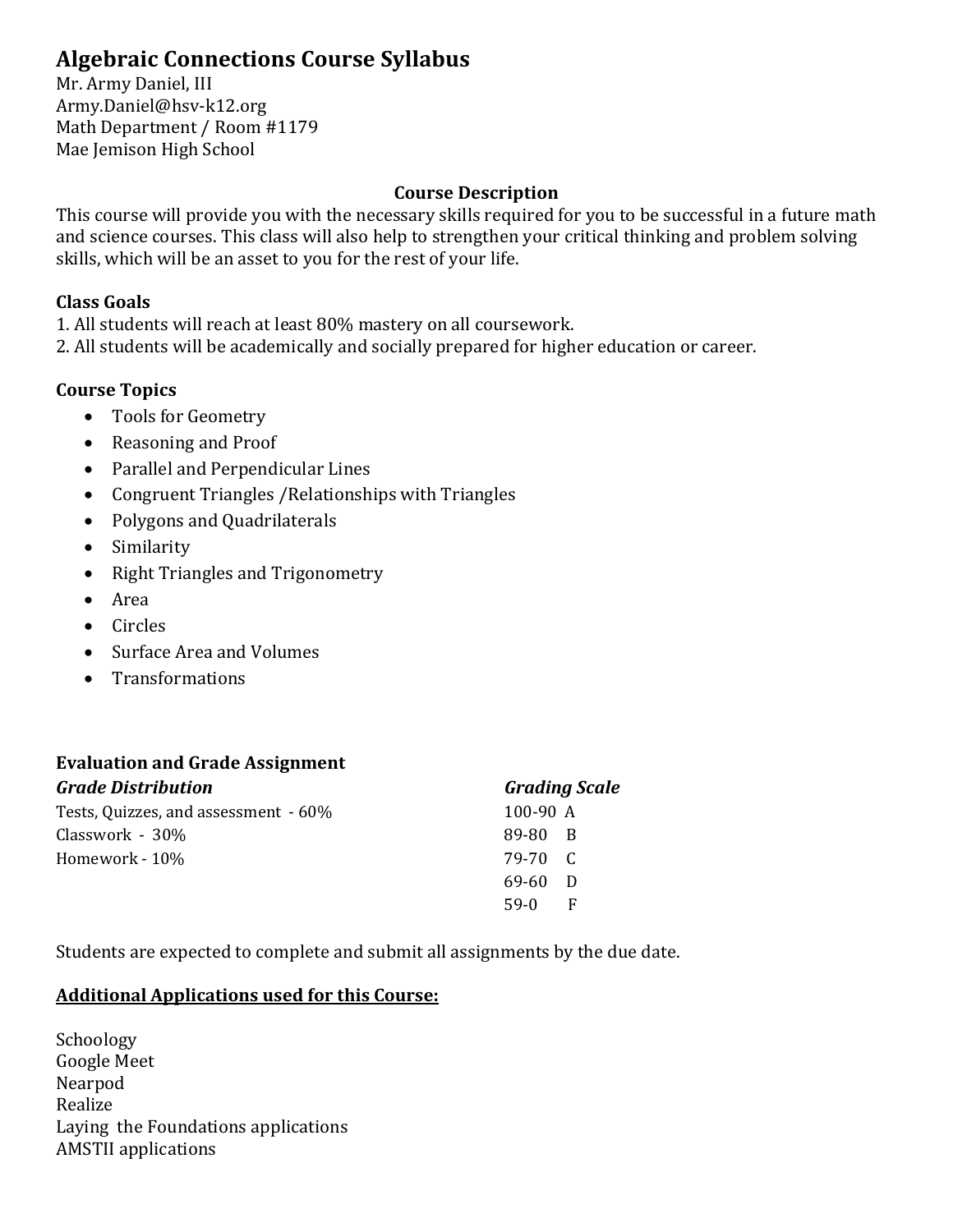# Algebraic Connections Course Syllabus

Mr. Army Daniel, III
Army.Daniel@hsv-k12.org
Math Department / Room #1179
Mae Jemison High School

## Course Description

This course will provide you with the necessary skills required for you to be successful in a future math and science courses. This class will also help to strengthen your critical thinking and problem solving skills, which will be an asset to you for the rest of your life.

### Class Goals

1. All students will reach at least 80% mastery on all coursework.
2. All students will be academically and socially prepared for higher education or career.

### Course Topics

- Tools for Geometry
- Reasoning and Proof
- Parallel and Perpendicular Lines
- Congruent Triangles /Relationships with Triangles
- Polygons and Quadrilaterals
- Similarity
- Right Triangles and Trigonometry
- Area
- Circles
- Surface Area and Volumes
- Transformations

### Evaluation and Grade Assignment

| ***Grade Distribution*** | ***Grading Scale*** | |
|---|---|---|
| Tests, Quizzes, and assessment - 60% | 100-90 | A |
| Classwork - 30% | 89-80 | B |
| Homework - 10% | 79-70 | C |
| | 69-60 | D |
| | 59-0 | F |

Students are expected to complete and submit all assignments by the due date.

**<u>Additional Applications used for this Course:</u>**

Schoology
Google Meet
Nearpod
Realize
Laying the Foundations applications
AMSTII applications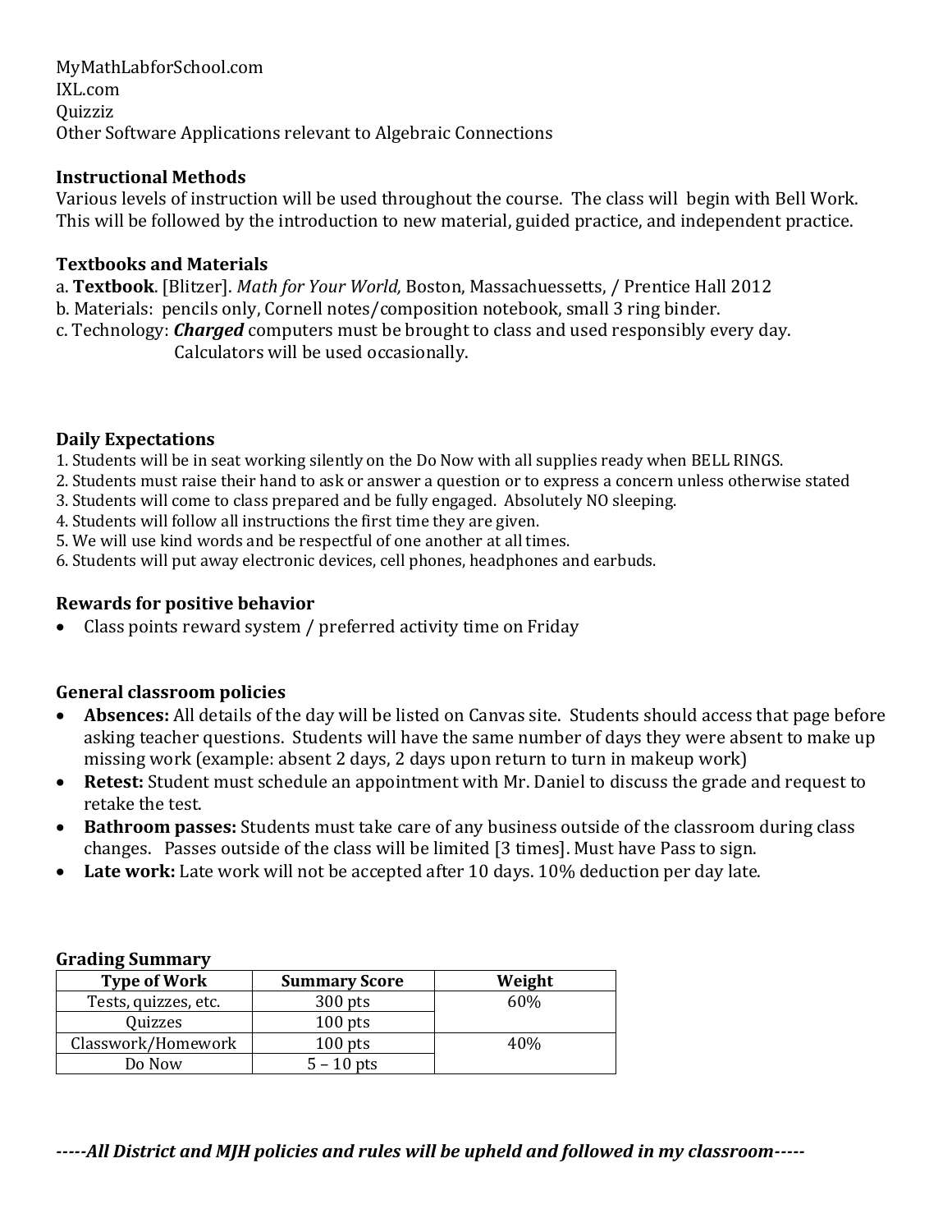MyMathLabforSchool.com
IXL.com
Quizziz
Other Software Applications relevant to Algebraic Connections

**Instructional Methods**
Various levels of instruction will be used throughout the course. The class will begin with Bell Work. This will be followed by the introduction to new material, guided practice, and independent practice.

**Textbooks and Materials**
a. **Textbook**. [Blitzer]. *Math for Your World,* Boston, Massachuessetts, / Prentice Hall 2012
b. Materials: pencils only, Cornell notes/composition notebook, small 3 ring binder.
c. Technology: ***Charged*** computers must be brought to class and used responsibly every day.
Calculators will be used occasionally.

**Daily Expectations**
1. Students will be in seat working silently on the Do Now with all supplies ready when BELL RINGS.
2. Students must raise their hand to ask or answer a question or to express a concern unless otherwise stated
3. Students will come to class prepared and be fully engaged. Absolutely NO sleeping.
4. Students will follow all instructions the first time they are given.
5. We will use kind words and be respectful of one another at all times.
6. Students will put away electronic devices, cell phones, headphones and earbuds.

**Rewards for positive behavior**
- Class points reward system / preferred activity time on Friday

**General classroom policies**
- **Absences:** All details of the day will be listed on Canvas site. Students should access that page before asking teacher questions. Students will have the same number of days they were absent to make up missing work (example: absent 2 days, 2 days upon return to turn in makeup work)
- **Retest:** Student must schedule an appointment with Mr. Daniel to discuss the grade and request to retake the test.
- **Bathroom passes:** Students must take care of any business outside of the classroom during class changes. Passes outside of the class will be limited [3 times]. Must have Pass to sign.
- **Late work:** Late work will not be accepted after 10 days. 10% deduction per day late.

**Grading Summary**

| Type of Work | Summary Score | Weight |
|---|---|---|
| Tests, quizzes, etc. | 300 pts | 60% |
| Quizzes | 100 pts | |
| Classwork/Homework | 100 pts | 40% |
| Do Now | 5 – 10 pts | |

***-----All District and MJH policies and rules will be upheld and followed in my classroom-----***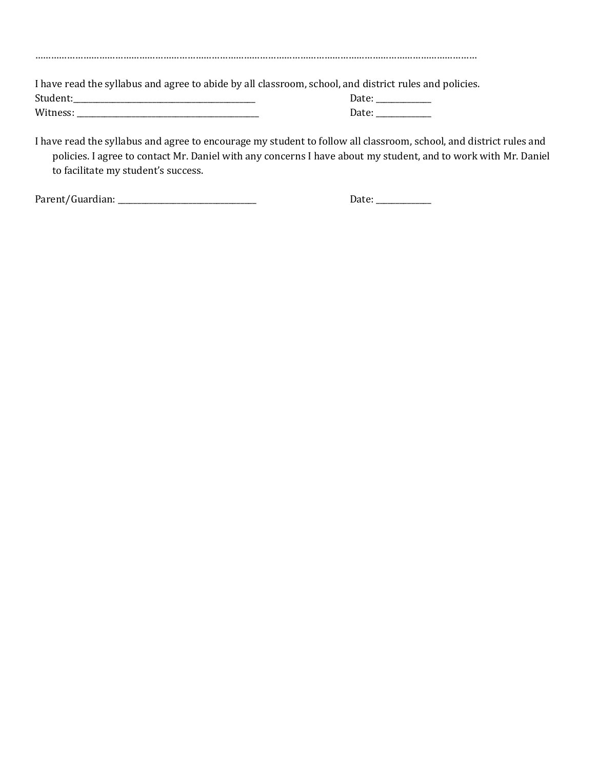……………………………………………………………………………………………………………………………………………

I have read the syllabus and agree to abide by all classroom, school, and district rules and policies.

Student:_______________________________________________ Date: ______________

Witness: _______________________________________________ Date: ______________

I have read the syllabus and agree to encourage my student to follow all classroom, school, and district rules and policies. I agree to contact Mr. Daniel with any concerns I have about my student, and to work with Mr. Daniel to facilitate my student's success.

Parent/Guardian: ____________________________________ Date: ______________